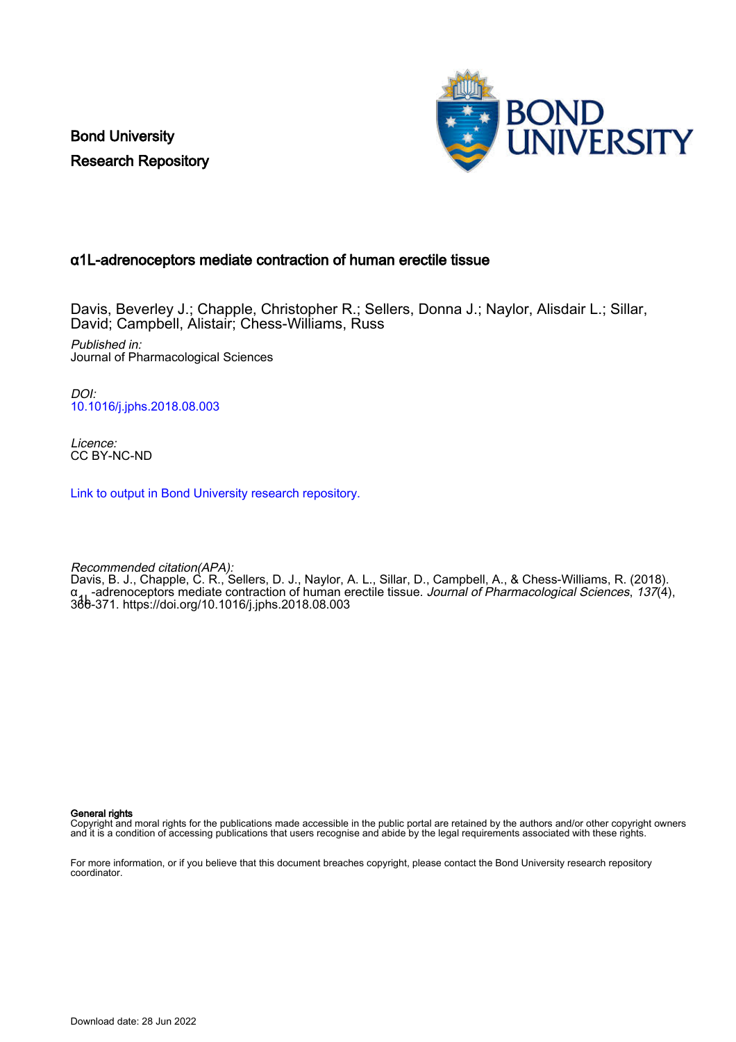Bond University
Research Repository

## α1L-adrenoceptors mediate contraction of human erectile tissue

Davis, Beverley J.; Chapple, Christopher R.; Sellers, Donna J.; Naylor, Alisdair L.; Sillar, David; Campbell, Alistair; Chess-Williams, Russ

*Published in:*
Journal of Pharmacological Sciences

*DOI:*
10.1016/j.jphs.2018.08.003

*Licence:*
CC BY-NC-ND

Link to output in Bond University research repository.

*Recommended citation(APA):*
Davis, B. J., Chapple, C. R., Sellers, D. J., Naylor, A. L., Sillar, D., Campbell, A., & Chess-Williams, R. (2018). $\alpha_{1L}$-adrenoceptors mediate contraction of human erectile tissue. *Journal of Pharmacological Sciences*, *137*(4), 366-371. https://doi.org/10.1016/j.jphs.2018.08.003

**General rights**
Copyright and moral rights for the publications made accessible in the public portal are retained by the authors and/or other copyright owners and it is a condition of accessing publications that users recognise and abide by the legal requirements associated with these rights.

For more information, or if you believe that this document breaches copyright, please contact the Bond University research repository coordinator.

Download date: 28 Jun 2022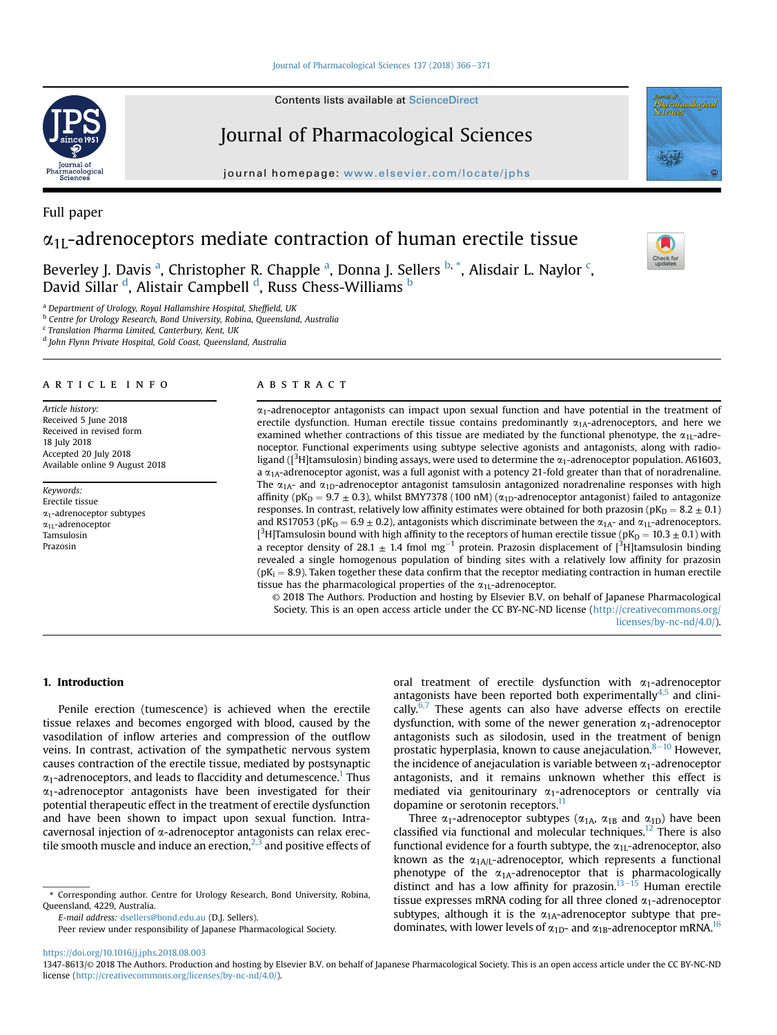Full paper

# $\alpha_{1L}$-adrenoceptors mediate contraction of human erectile tissue

Beverley J. Davis [a], Christopher R. Chapple [a], Donna J. Sellers [b,*], Alisdair L. Naylor [c], David Sillar [d], Alistair Campbell [d], Russ Chess-Williams [b]

[a] Department of Urology, Royal Hallamshire Hospital, Sheffield, UK
[b] Centre for Urology Research, Bond University, Robina, Queensland, Australia
[c] Translation Pharma Limited, Canterbury, Kent, UK
[d] John Flynn Private Hospital, Gold Coast, Queensland, Australia

## ARTICLE INFO

*Article history:*
Received 5 June 2018
Received in revised form 18 July 2018
Accepted 20 July 2018
Available online 9 August 2018

*Keywords:*
Erectile tissue
$\alpha_1$-adrenoceptor subtypes
$\alpha_{1L}$-adrenoceptor
Tamsulosin
Prazosin

## ABSTRACT

$\alpha_1$-adrenoceptor antagonists can impact upon sexual function and have potential in the treatment of erectile dysfunction. Human erectile tissue contains predominantly $\alpha_{1A}$-adrenoceptors, and here we examined whether contractions of this tissue are mediated by the functional phenotype, the $\alpha_{1L}$-adrenoceptor. Functional experiments using subtype selective agonists and antagonists, along with radioligand ([$^3$H]tamsulosin) binding assays, were used to determine the $\alpha_1$-adrenoceptor population. A61603, a $\alpha_{1A}$-adrenoceptor agonist, was a full agonist with a potency 21-fold greater than that of noradrenaline. The $\alpha_{1A}$- and $\alpha_{1D}$-adrenoceptor antagonist tamsulosin antagonized noradrenaline responses with high affinity ($pK_D = 9.7 \pm 0.3$), whilst BMY7378 (100 nM) ($\alpha_{1D}$-adrenoceptor antagonist) failed to antagonize responses. In contrast, relatively low affinity estimates were obtained for both prazosin ($pK_D = 8.2 \pm 0.1$) and RS17053 ($pK_D = 6.9 \pm 0.2$), antagonists which discriminate between the $\alpha_{1A}$- and $\alpha_{1L}$-adrenoceptors. [$^3$H]Tamsulosin bound with high affinity to the receptors of human erectile tissue ($pK_D = 10.3 \pm 0.1$) with a receptor density of $28.1 \pm 1.4$ fmol mg$^{-1}$ protein. Prazosin displacement of [$^3$H]tamsulosin binding revealed a single homogenous population of binding sites with a relatively low affinity for prazosin ($pK_i = 8.9$). Taken together these data confirm that the receptor mediating contraction in human erectile tissue has the pharmacological properties of the $\alpha_{1L}$-adrenoceptor.

© 2018 The Authors. Production and hosting by Elsevier B.V. on behalf of Japanese Pharmacological Society. This is an open access article under the CC BY-NC-ND license (http://creativecommons.org/licenses/by-nc-nd/4.0/).

## 1. Introduction

Penile erection (tumescence) is achieved when the erectile tissue relaxes and becomes engorged with blood, caused by the vasodilation of inflow arteries and compression of the outflow veins. In contrast, activation of the sympathetic nervous system causes contraction of the erectile tissue, mediated by postsynaptic $\alpha_1$-adrenoceptors, and leads to flaccidity and detumescence.[1] Thus $\alpha_1$-adrenoceptor antagonists have been investigated for their potential therapeutic effect in the treatment of erectile dysfunction and have been shown to impact upon sexual function. Intracavernosal injection of $\alpha$-adrenoceptor antagonists can relax erectile smooth muscle and induce an erection,[2,3] and positive effects of oral treatment of erectile dysfunction with $\alpha_1$-adrenoceptor antagonists have been reported both experimentally[4,5] and clinically.[6,7] These agents can also have adverse effects on erectile dysfunction, with some of the newer generation $\alpha_1$-adrenoceptor antagonists such as silodosin, used in the treatment of benign prostatic hyperplasia, known to cause anejaculation.[8–10] However, the incidence of anejaculation is variable between $\alpha_1$-adrenoceptor antagonists, and it remains unknown whether this effect is mediated via genitourinary $\alpha_1$-adrenoceptors or centrally via dopamine or serotonin receptors.[11]

Three $\alpha_1$-adrenoceptor subtypes ($\alpha_{1A}$, $\alpha_{1B}$ and $\alpha_{1D}$) have been classified via functional and molecular techniques.[12] There is also functional evidence for a fourth subtype, the $\alpha_{1L}$-adrenoceptor, also known as the $\alpha_{1A/L}$-adrenoceptor, which represents a functional phenotype of the $\alpha_{1A}$-adrenoceptor that is pharmacologically distinct and has a low affinity for prazosin.[13–15] Human erectile tissue expresses mRNA coding for all three cloned $\alpha_1$-adrenoceptor subtypes, although it is the $\alpha_{1A}$-adrenoceptor subtype that predominates, with lower levels of $\alpha_{1D}$- and $\alpha_{1B}$-adrenoceptor mRNA.[16]

* Corresponding author. Centre for Urology Research, Bond University, Robina, Queensland, 4229, Australia.
*E-mail address:* dsellers@bond.edu.au (D.J. Sellers).
Peer review under responsibility of Japanese Pharmacological Society.

https://doi.org/10.1016/j.jphs.2018.08.003
1347-8613/© 2018 The Authors. Production and hosting by Elsevier B.V. on behalf of Japanese Pharmacological Society. This is an open access article under the CC BY-NC-ND license (http://creativecommons.org/licenses/by-nc-nd/4.0/).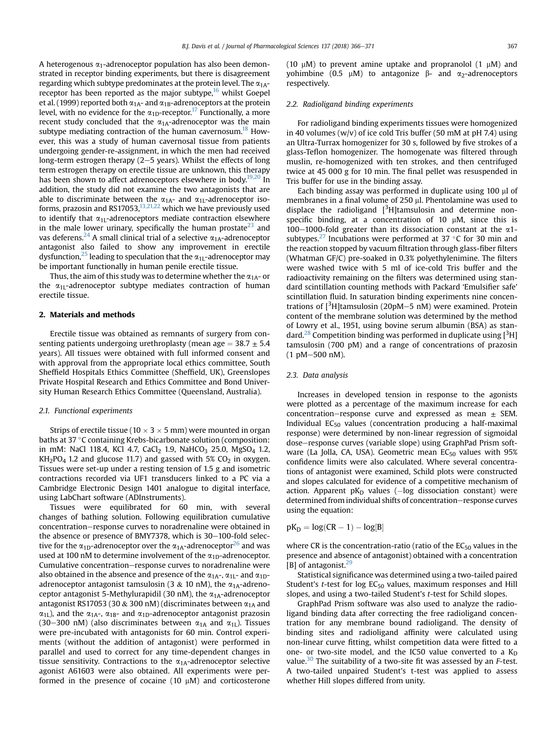A heterogenous $\alpha_1$-adrenoceptor population has also been demonstrated in receptor binding experiments, but there is disagreement regarding which subtype predominates at the protein level. The $\alpha_{1A}$-receptor has been reported as the major subtype,[16] whilst Goepel et al. (1999) reported both $\alpha_{1A}$- and $\alpha_{1B}$-adrenoceptors at the protein level, with no evidence for the $\alpha_{1D}$-receptor.[17] Functionally, a more recent study concluded that the $\alpha_{1A}$-adrenoceptor was the main subtype mediating contraction of the human cavernosum.[18] However, this was a study of human cavernosal tissue from patients undergoing gender-re-assignment, in which the men had received long-term estrogen therapy (2–5 years). Whilst the effects of long term estrogen therapy on erectile tissue are unknown, this therapy has been shown to affect adrenoceptors elsewhere in body.[19,20] In addition, the study did not examine the two antagonists that are able to discriminate between the $\alpha_{1A}$- and $\alpha_{1L}$-adrenoceptor isoforms, prazosin and RS17053,[13,21,22] which we have previously used to identify that $\alpha_{1L}$-adrenoceptors mediate contraction elsewhere in the male lower urinary, specifically the human prostate[23] and vas deferens.[24] A small clinical trial of a selective $\alpha_{1A}$-adrenoceptor antagonist also failed to show any improvement in erectile dysfunction,[25] leading to speculation that the $\alpha_{1L}$-adrenoceptor may be important functionally in human penile erectile tissue.

Thus, the aim of this study was to determine whether the $\alpha_{1A}$- or the $\alpha_{1L}$-adrenoceptor subtype mediates contraction of human erectile tissue.

## 2. Materials and methods

Erectile tissue was obtained as remnants of surgery from consenting patients undergoing urethroplasty (mean age = 38.7 ± 5.4 years). All tissues were obtained with full informed consent and with approval from the appropriate local ethics committee, South Sheffield Hospitals Ethics Committee (Sheffield, UK), Greenslopes Private Hospital Research and Ethics Committee and Bond University Human Research Ethics Committee (Queensland, Australia).

### 2.1. Functional experiments

Strips of erectile tissue (10 × 3 × 5 mm) were mounted in organ baths at 37 °C containing Krebs-bicarbonate solution (composition: in mM: NaCl 118.4, KCl 4.7, $CaCl_2$ 1.9, $NaHCO_3$ 25.0, $MgSO_4$ 1.2, $KH_2PO_4$ 1.2 and glucose 11.7) and gassed with 5% $CO_2$ in oxygen. Tissues were set-up under a resting tension of 1.5 g and isometric contractions recorded via UF1 transducers linked to a PC via a Cambridge Electronic Design 1401 analogue to digital interface, using LabChart software (ADInstruments).

Tissues were equilibrated for 60 min, with several changes of bathing solution. Following equilibration cumulative concentration–response curves to noradrenaline were obtained in the absence or presence of BMY7378, which is 30–100-fold selective for the $\alpha_{1D}$-adrenoceptor over the $\alpha_{1A}$-adrenoceptor[26] and was used at 100 nM to determine involvement of the $\alpha_{1D}$-adrenoceptor. Cumulative concentration–response curves to noradrenaline were also obtained in the absence and presence of the $\alpha_{1A}$-, $\alpha_{1L}$- and $\alpha_{1D}$-adrenoceptor antagonist tamsulosin (3 & 10 nM), the $\alpha_{1A}$-adrenoceptor antagonist 5-Methylurapidil (30 nM), the $\alpha_{1A}$-adrenoceptor antagonist RS17053 (30 & 300 nM) (discriminates between $\alpha_{1A}$ and $\alpha_{1L}$), and the $\alpha_{1A}$-, $\alpha_{1B}$- and $\alpha_{1D}$-adrenoceptor antagonist prazosin (30–300 nM) (also discriminates between $\alpha_{1A}$ and $\alpha_{1L}$). Tissues were pre-incubated with antagonists for 60 min. Control experiments (without the addition of antagonist) were performed in parallel and used to correct for any time-dependent changes in tissue sensitivity. Contractions to the $\alpha_{1A}$-adrenoceptor selective agonist A61603 were also obtained. All experiments were performed in the presence of cocaine (10 μM) and corticosterone (10 μM) to prevent amine uptake and propranolol (1 μM) and yohimbine (0.5 μM) to antagonize β- and $\alpha_2$-adrenoceptors respectively.

### 2.2. Radioligand binding experiments

For radioligand binding experiments tissues were homogenized in 40 volumes (w/v) of ice cold Tris buffer (50 mM at pH 7.4) using an Ultra-Turrax homogenizer for 30 s, followed by five strokes of a glass-Teflon homogenizer. The homogenate was filtered through muslin, re-homogenized with ten strokes, and then centrifuged twice at 45 000 g for 10 min. The final pellet was resuspended in Tris buffer for use in the binding assay.

Each binding assay was performed in duplicate using 100 μl of membranes in a final volume of 250 μl. Phentolamine was used to displace the radioligand [$^3$H]tamsulosin and determine non-specific binding, at a concentration of 10 μM, since this is 100–1000-fold greater than its dissociation constant at the α1-subtypes.[27] Incubations were performed at 37 °C for 30 min and the reaction stopped by vacuum filtration through glass-fiber filters (Whatman GF/C) pre-soaked in 0.3% polyethylenimine. The filters were washed twice with 5 ml of ice-cold Tris buffer and the radioactivity remaining on the filters was determined using standard scintillation counting methods with Packard 'Emulsifier safe' scintillation fluid. In saturation binding experiments nine concentrations of [$^3$H]tamsulosin (20pM–5 nM) were examined. Protein content of the membrane solution was determined by the method of Lowry et al., 1951, using bovine serum albumin (BSA) as standard.[28] Competition binding was performed in duplicate using [$^3$H] tamsulosin (700 pM) and a range of concentrations of prazosin (1 pM–500 nM).

### 2.3. Data analysis

Increases in developed tension in response to the agonists were plotted as a percentage of the maximum increase for each concentration–response curve and expressed as mean ± SEM. Individual $EC_{50}$ values (concentration producing a half-maximal response) were determined by non-linear regression of sigmoidal dose–response curves (variable slope) using GraphPad Prism software (La Jolla, CA, USA). Geometric mean $EC_{50}$ values with 95% confidence limits were also calculated. Where several concentrations of antagonist were examined, Schild plots were constructed and slopes calculated for evidence of a competitive mechanism of action. Apparent $pK_D$ values (−log dissociation constant) were determined from individual shifts of concentration–response curves using the equation:

$$pK_D = \log(CR - 1) - \log[B]$$

where CR is the concentration-ratio (ratio of the $EC_{50}$ values in the presence and absence of antagonist) obtained with a concentration [B] of antagonist.[29]

Statistical significance was determined using a two-tailed paired Student's *t*-test for log $EC_{50}$ values, maximum responses and Hill slopes, and using a two-tailed Student's *t*-test for Schild slopes.

GraphPad Prism software was also used to analyze the radioligand binding data after correcting the free radioligand concentration for any membrane bound radioligand. The density of binding sites and radioligand affinity were calculated using non-linear curve fitting, whilst competition data were fitted to a one- or two-site model, and the IC50 value converted to a $K_D$ value.[30] The suitability of a two-site fit was assessed by an *F*-test. A two-tailed unpaired Student's t-test was applied to assess whether Hill slopes differed from unity.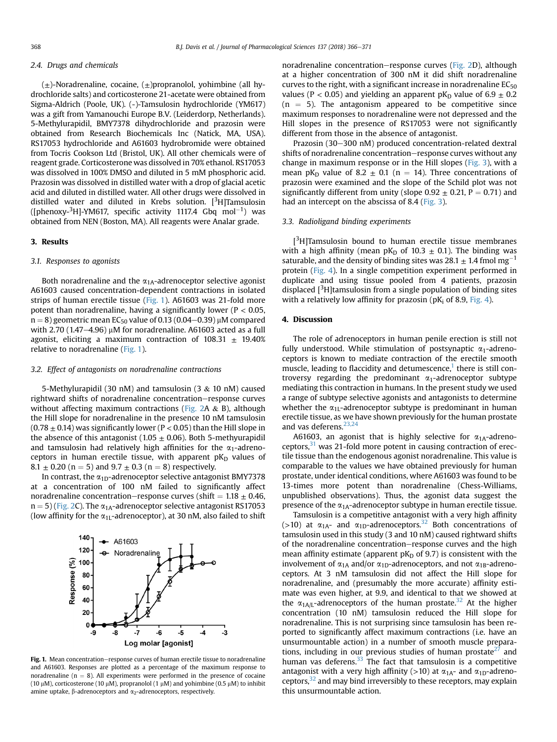### 2.4. Drugs and chemicals

(±)-Noradrenaline, cocaine, (±)propranolol, yohimbine (all hydrochloride salts) and corticosterone 21-acetate were obtained from Sigma-Aldrich (Poole, UK). (-)-Tamsulosin hydrochloride (YM617) was a gift from Yamanouchi Europe B.V. (Leiderdorp, Netherlands). 5-Methylurapidil, BMY7378 dihydrochloride and prazosin were obtained from Research Biochemicals Inc (Natick, MA, USA). RS17053 hydrochloride and A61603 hydrobromide were obtained from Tocris Cookson Ltd (Bristol, UK). All other chemicals were of reagent grade. Corticosterone was dissolved in 70% ethanol. RS17053 was dissolved in 100% DMSO and diluted in 5 mM phosphoric acid. Prazosin was dissolved in distilled water with a drop of glacial acetic acid and diluted in distilled water. All other drugs were dissolved in distilled water and diluted in Krebs solution. [$^3$H]Tamsulosin ([phenoxy-$^3$H]-YM617, specific activity 1117.4 Gbq mol$^{-1}$) was obtained from NEN (Boston, MA). All reagents were Analar grade.

## 3. Results

### 3.1. Responses to agonists

Both noradrenaline and the $\alpha_{1A}$-adrenoceptor selective agonist A61603 caused concentration-dependent contractions in isolated strips of human erectile tissue (Fig. 1). A61603 was 21-fold more potent than noradrenaline, having a significantly lower ($P < 0.05$, $n = 8$) geometric mean $EC_{50}$ value of 0.13 (0.04–0.39) μM compared with 2.70 (1.47–4.96) μM for noradrenaline. A61603 acted as a full agonist, eliciting a maximum contraction of 108.31 ± 19.40% relative to noradrenaline (Fig. 1).

### 3.2. Effect of antagonists on noradrenaline contractions

5-Methylurapidil (30 nM) and tamsulosin (3 & 10 nM) caused rightward shifts of noradrenaline concentration–response curves without affecting maximum contractions (Fig. 2A & B), although the Hill slope for noradrenaline in the presence of 10 nM tamsulosin (0.78 ± 0.14) was significantly lower ($P < 0.05$) than the Hill slope in the absence of this antagonist (1.05 ± 0.06). Both 5-methylurapidil and tamsulosin had relatively high affinities for the $\alpha_1$-adrenoceptors in human erectile tissue, with apparent $pK_D$ values of 8.1 ± 0.20 ($n = 5$) and 9.7 ± 0.3 ($n = 8$) respectively.

In contrast, the $\alpha_{1D}$-adrenoceptor selective antagonist BMY7378 at a concentration of 100 nM failed to significantly affect noradrenaline concentration–response curves (shift = 1.18 ± 0.46, $n = 5$) (Fig. 2C). The $\alpha_{1A}$-adrenoceptor selective antagonist RS17053 (low affinity for the $\alpha_{1L}$-adrenoceptor), at 30 nM, also failed to shift noradrenaline concentration–response curves (Fig. 2D), although at a higher concentration of 300 nM it did shift noradrenaline curves to the right, with a significant increase in noradrenaline $EC_{50}$ values ($P < 0.05$) and yielding an apparent $pK_D$ value of 6.9 ± 0.2 ($n = 5$). The antagonism appeared to be competitive since maximum responses to noradrenaline were not depressed and the Hill slopes in the presence of RS17053 were not significantly different from those in the absence of antagonist.

Prazosin (30–300 nM) produced concentration-related dextral shifts of noradrenaline concentration–response curves without any change in maximum response or in the Hill slopes (Fig. 3), with a mean $pK_D$ value of 8.2 ± 0.1 ($n = 14$). Three concentrations of prazosin were examined and the slope of the Schild plot was not significantly different from unity (slope 0.92 ± 0.21, $P = 0.71$) and had an intercept on the abscissa of 8.4 (Fig. 3).

### 3.3. Radioligand binding experiments

[$^3$H]Tamsulosin bound to human erectile tissue membranes with a high affinity (mean $pK_D$ of 10.3 ± 0.1). The binding was saturable, and the density of binding sites was 28.1 ± 1.4 fmol mg$^{-1}$ protein (Fig. 4). In a single competition experiment performed in duplicate and using tissue pooled from 4 patients, prazosin displaced [$^3$H]tamsulosin from a single population of binding sites with a relatively low affinity for prazosin ($pK_i$ of 8.9, Fig. 4).

Fig. 1. Mean concentration–response curves of human erectile tissue to noradrenaline and A61603. Responses are plotted as a percentage of the maximum response to noradrenaline ($n = 8$). All experiments were performed in the presence of cocaine (10 μM), corticosterone (10 μM), propranolol (1 μM) and yohimbine (0.5 μM) to inhibit amine uptake, β-adrenoceptors and $\alpha_2$-adrenoceptors, respectively.

## 4. Discussion

The role of adrenoceptors in human penile erection is still not fully understood. While stimulation of postsynaptic $\alpha_1$-adrenoceptors is known to mediate contraction of the erectile smooth muscle, leading to flaccidity and detumescence,[1] there is still controversy regarding the predominant $\alpha_1$-adrenoceptor subtype mediating this contraction in humans. In the present study we used a range of subtype selective agonists and antagonists to determine whether the $\alpha_{1L}$-adrenoceptor subtype is predominant in human erectile tissue, as we have shown previously for the human prostate and vas deferens.[23,24]

A61603, an agonist that is highly selective for $\alpha_{1A}$-adrenoceptors,[31] was 21-fold more potent in causing contraction of erectile tissue than the endogenous agonist noradrenaline. This value is comparable to the values we have obtained previously for human prostate, under identical conditions, where A61603 was found to be 13-times more potent than noradrenaline (Chess-Williams, unpublished observations). Thus, the agonist data suggest the presence of the $\alpha_{1A}$-adrenoceptor subtype in human erectile tissue.

Tamsulosin is a competitive antagonist with a very high affinity (>10) at $\alpha_{1A}$- and $\alpha_{1D}$-adrenoceptors.[32] Both concentrations of tamsulosin used in this study (3 and 10 nM) caused rightward shifts of the noradrenaline concentration–response curves and the high mean affinity estimate (apparent $pK_D$ of 9.7) is consistent with the involvement of $\alpha_{1A}$ and/or $\alpha_{1D}$-adrenoceptors, and not $\alpha_{1B}$-adrenoceptors. At 3 nM tamsulosin did not affect the Hill slope for noradrenaline, and (presumably the more accurate) affinity estimate was even higher, at 9.9, and identical to that we showed at the $\alpha_{1A/L}$-adrenoceptors of the human prostate.[32] At the higher concentration (10 nM) tamsulosin reduced the Hill slope for noradrenaline. This is not surprising since tamsulosin has been reported to significantly affect maximum contractions (i.e. have an unsurmountable action) in a number of smooth muscle preparations, including in our previous studies of human prostate[27] and human vas deferens.[33] The fact that tamsulosin is a competitive antagonist with a very high affinity (>10) at $\alpha_{1A}$- and $\alpha_{1D}$-adrenoceptors,[32] and may bind irreversibly to these receptors, may explain this unsurmountable action.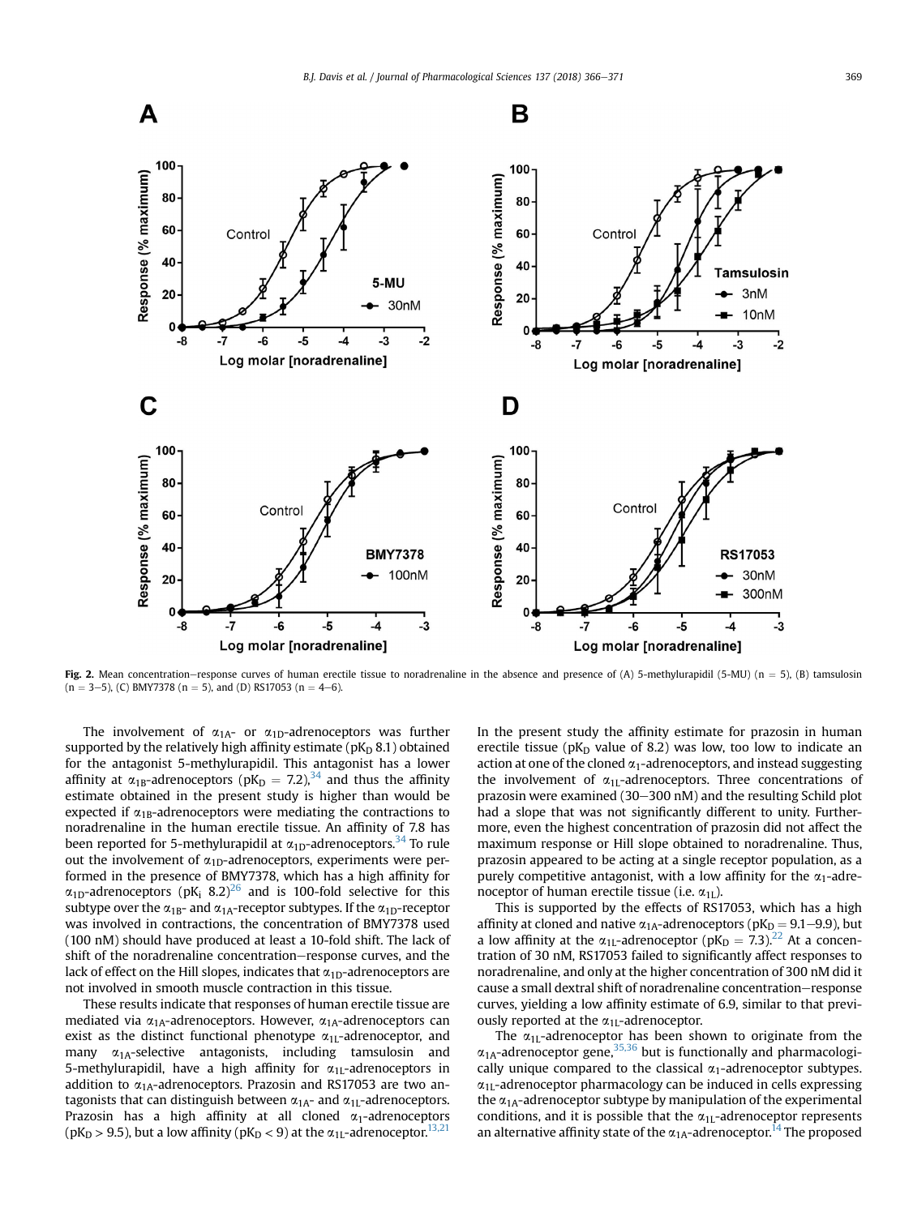Fig. 2. Mean concentration−response curves of human erectile tissue to noradrenaline in the absence and presence of (A) 5-methylurapidil (5-MU) (n = 5), (B) tamsulosin (n = 3−5), (C) BMY7378 (n = 5), and (D) RS17053 (n = 4−6).

The involvement of $\alpha_{1A}$- or $\alpha_{1D}$-adrenoceptors was further supported by the relatively high affinity estimate ($pK_D$ 8.1) obtained for the antagonist 5-methylurapidil. This antagonist has a lower affinity at $\alpha_{1B}$-adrenoceptors ($pK_D$ = 7.2),[34] and thus the affinity estimate obtained in the present study is higher than would be expected if $\alpha_{1B}$-adrenoceptors were mediating the contractions to noradrenaline in the human erectile tissue. An affinity of 7.8 has been reported for 5-methylurapidil at $\alpha_{1D}$-adrenoceptors.[34] To rule out the involvement of $\alpha_{1D}$-adrenoceptors, experiments were performed in the presence of BMY7378, which has a high affinity for $\alpha_{1D}$-adrenoceptors ($pK_i$ 8.2)[26] and is 100-fold selective for this subtype over the $\alpha_{1B}$- and $\alpha_{1A}$-receptor subtypes. If the $\alpha_{1D}$-receptor was involved in contractions, the concentration of BMY7378 used (100 nM) should have produced at least a 10-fold shift. The lack of shift of the noradrenaline concentration−response curves, and the lack of effect on the Hill slopes, indicates that $\alpha_{1D}$-adrenoceptors are not involved in smooth muscle contraction in this tissue.

These results indicate that responses of human erectile tissue are mediated via $\alpha_{1A}$-adrenoceptors. However, $\alpha_{1A}$-adrenoceptors can exist as the distinct functional phenotype $\alpha_{1L}$-adrenoceptor, and many $\alpha_{1A}$-selective antagonists, including tamsulosin and 5-methylurapidil, have a high affinity for $\alpha_{1L}$-adrenoceptors in addition to $\alpha_{1A}$-adrenoceptors. Prazosin and RS17053 are two antagonists that can distinguish between $\alpha_{1A}$- and $\alpha_{1L}$-adrenoceptors. Prazosin has a high affinity at all cloned $\alpha_1$-adrenoceptors ($pK_D > 9.5$), but a low affinity ($pK_D < 9$) at the $\alpha_{1L}$-adrenoceptor.[13,21] In the present study the affinity estimate for prazosin in human erectile tissue ($pK_D$ value of 8.2) was low, too low to indicate an action at one of the cloned $\alpha_1$-adrenoceptors, and instead suggesting the involvement of $\alpha_{1L}$-adrenoceptors. Three concentrations of prazosin were examined (30−300 nM) and the resulting Schild plot had a slope that was not significantly different to unity. Furthermore, even the highest concentration of prazosin did not affect the maximum response or Hill slope obtained to noradrenaline. Thus, prazosin appeared to be acting at a single receptor population, as a purely competitive antagonist, with a low affinity for the $\alpha_1$-adrenoceptor of human erectile tissue (i.e. $\alpha_{1L}$).

This is supported by the effects of RS17053, which has a high affinity at cloned and native $\alpha_{1A}$-adrenoceptors ($pK_D$ = 9.1−9.9), but a low affinity at the $\alpha_{1L}$-adrenoceptor ($pK_D$ = 7.3).[22] At a concentration of 30 nM, RS17053 failed to significantly affect responses to noradrenaline, and only at the higher concentration of 300 nM did it cause a small dextral shift of noradrenaline concentration−response curves, yielding a low affinity estimate of 6.9, similar to that previously reported at the $\alpha_{1L}$-adrenoceptor.

The $\alpha_{1L}$-adrenoceptor has been shown to originate from the $\alpha_{1A}$-adrenoceptor gene,[35,36] but is functionally and pharmacologically unique compared to the classical $\alpha_1$-adrenoceptor subtypes. $\alpha_{1L}$-adrenoceptor pharmacology can be induced in cells expressing the $\alpha_{1A}$-adrenoceptor subtype by manipulation of the experimental conditions, and it is possible that the $\alpha_{1L}$-adrenoceptor represents an alternative affinity state of the $\alpha_{1A}$-adrenoceptor.[14] The proposed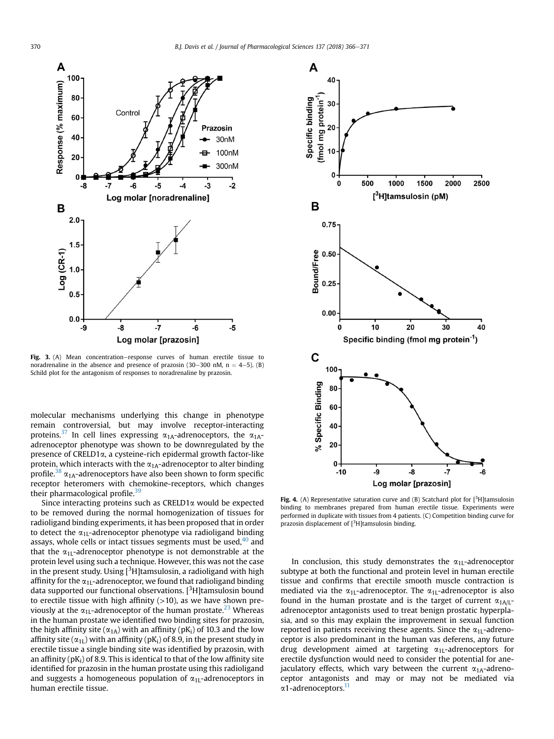Fig. 3. (A) Mean concentration–response curves of human erectile tissue to noradrenaline in the absence and presence of prazosin (30–300 nM, n = 4–5). (B) Schild plot for the antagonism of responses to noradrenaline by prazosin.

molecular mechanisms underlying this change in phenotype remain controversial, but may involve receptor-interacting proteins.[37] In cell lines expressing $\alpha_{1A}$-adrenoceptors, the $\alpha_{1A}$-adrenoceptor phenotype was shown to be downregulated by the presence of CRELD1α, a cysteine-rich epidermal growth factor-like protein, which interacts with the $\alpha_{1A}$-adrenoceptor to alter binding profile.[38] $\alpha_{1A}$-adrenoceptors have also been shown to form specific receptor heteromers with chemokine-receptors, which changes their pharmacological profile.[39]

Since interacting proteins such as CRELD1α would be expected to be removed during the normal homogenization of tissues for radioligand binding experiments, it has been proposed that in order to detect the $\alpha_{1L}$-adrenoceptor phenotype via radioligand binding assays, whole cells or intact tissues segments must be used,[40] and that the $\alpha_{1L}$-adrenoceptor phenotype is not demonstrable at the protein level using such a technique. However, this was not the case in the present study. Using [$^3$H]tamsulosin, a radioligand with high affinity for the $\alpha_{1L}$-adrenoceptor, we found that radioligand binding data supported our functional observations. [$^3$H]tamsulosin bound to erectile tissue with high affinity (>10), as we have shown previously at the $\alpha_{1L}$-adrenoceptor of the human prostate.[23] Whereas in the human prostate we identified two binding sites for prazosin, the high affinity site ($\alpha_{1A}$) with an affinity (p$K_i$) of 10.3 and the low affinity site ($\alpha_{1L}$) with an affinity (p$K_i$) of 8.9, in the present study in erectile tissue a single binding site was identified by prazosin, with an affinity (p$K_i$) of 8.9. This is identical to that of the low affinity site identified for prazosin in the human prostate using this radioligand and suggests a homogeneous population of $\alpha_{1L}$-adrenoceptors in human erectile tissue.

Fig. 4. (A) Representative saturation curve and (B) Scatchard plot for [$^3$H]tamsulosin binding to membranes prepared from human erectile tissue. Experiments were performed in duplicate with tissues from 4 patients. (C) Competition binding curve for prazosin displacement of [$^3$H]tamsulosin binding.

In conclusion, this study demonstrates the $\alpha_{1L}$-adrenoceptor subtype at both the functional and protein level in human erectile tissue and confirms that erectile smooth muscle contraction is mediated via the $\alpha_{1L}$-adrenoceptor. The $\alpha_{1L}$-adrenoceptor is also found in the human prostate and is the target of current $\alpha_{1A/L}$-adrenoceptor antagonists used to treat benign prostatic hyperplasia, and so this may explain the improvement in sexual function reported in patients receiving these agents. Since the $\alpha_{1L}$-adrenoceptor is also predominant in the human vas deferens, any future drug development aimed at targeting $\alpha_{1L}$-adrenoceptors for erectile dysfunction would need to consider the potential for anejaculatory effects, which vary between the current $\alpha_{1A}$-adrenoceptor antagonists and may or may not be mediated via α1-adrenoceptors.[11]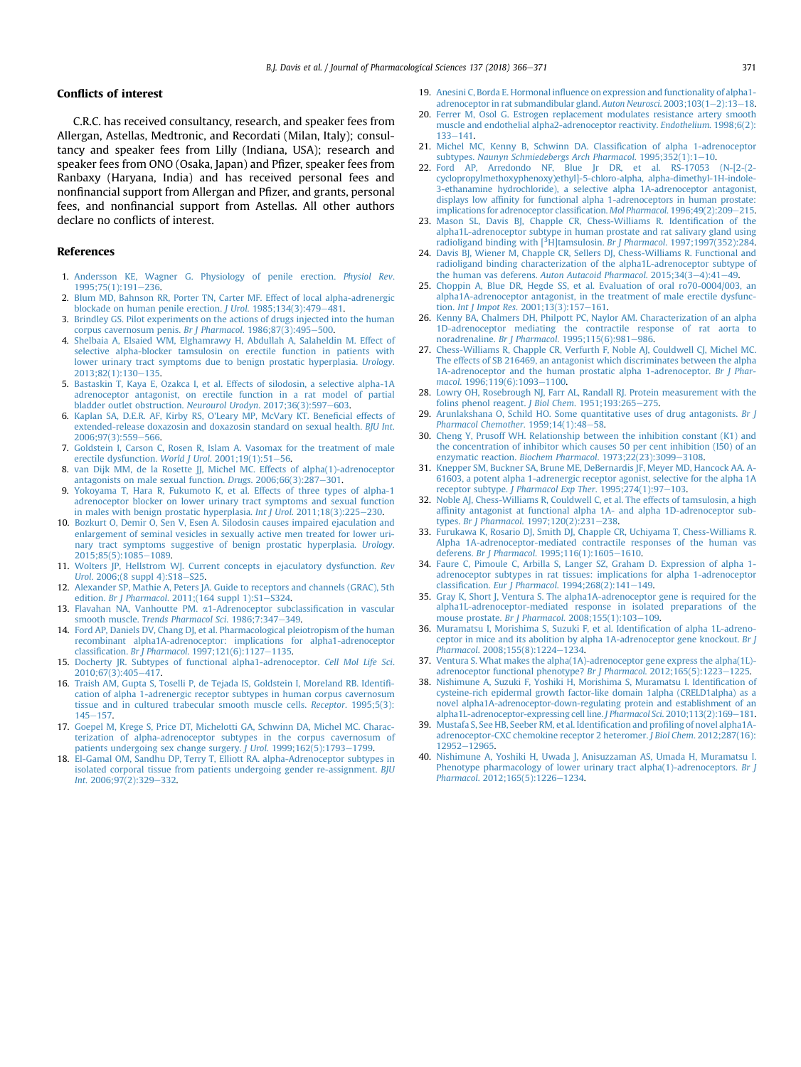## Conflicts of interest

C.R.C. has received consultancy, research, and speaker fees from Allergan, Astellas, Medtronic, and Recordati (Milan, Italy); consultancy and speaker fees from Lilly (Indiana, USA); research and speaker fees from ONO (Osaka, Japan) and Pfizer, speaker fees from Ranbaxy (Haryana, India) and has received personal fees and nonfinancial support from Allergan and Pfizer, and grants, personal fees, and nonfinancial support from Astellas. All other authors declare no conflicts of interest.

## References

1. Andersson KE, Wagner G. Physiology of penile erection. *Physiol Rev*. 1995;75(1):191–236.
2. Blum MD, Bahnson RR, Porter TN, Carter MF. Effect of local alpha-adrenergic blockade on human penile erection. *J Urol*. 1985;134(3):479–481.
3. Brindley GS. Pilot experiments on the actions of drugs injected into the human corpus cavernosum penis. *Br J Pharmacol*. 1986;87(3):495–500.
4. Shelbaia A, Elsaied WM, Elghamrawy H, Abdullah A, Salaheldin M. Effect of selective alpha-blocker tamsulosin on erectile function in patients with lower urinary tract symptoms due to benign prostatic hyperplasia. *Urology*. 2013;82(1):130–135.
5. Bastaskin T, Kaya E, Ozakca I, et al. Effects of silodosin, a selective alpha-1A adrenoceptor antagonist, on erectile function in a rat model of partial bladder outlet obstruction. *Neurourol Urodyn*. 2017;36(3):597–603.
6. Kaplan SA, D.E.R. AF, Kirby RS, O'Leary MP, McVary KT. Beneficial effects of extended-release doxazosin and doxazosin standard on sexual health. *BJU Int*. 2006;97(3):559–566.
7. Goldstein I, Carson C, Rosen R, Islam A. Vasomax for the treatment of male erectile dysfunction. *World J Urol*. 2001;19(1):51–56.
8. van Dijk MM, de la Rosette JJ, Michel MC. Effects of alpha(1)-adrenoceptor antagonists on male sexual function. *Drugs*. 2006;66(3):287–301.
9. Yokoyama T, Hara R, Fukumoto K, et al. Effects of three types of alpha-1 adrenoceptor blocker on lower urinary tract symptoms and sexual function in males with benign prostatic hyperplasia. *Int J Urol*. 2011;18(3):225–230.
10. Bozkurt O, Demir O, Sen V, Esen A. Silodosin causes impaired ejaculation and enlargement of seminal vesicles in sexually active men treated for lower urinary tract symptoms suggestive of benign prostatic hyperplasia. *Urology*. 2015;85(5):1085–1089.
11. Wolters JP, Hellstrom WJ. Current concepts in ejaculatory dysfunction. *Rev Urol*. 2006;(8 suppl 4):S18–S25.
12. Alexander SP, Mathie A, Peters JA. Guide to receptors and channels (GRAC), 5th edition. *Br J Pharmacol*. 2011;(164 suppl 1):S1–S324.
13. Flavahan NA, Vanhoutte PM. α1-Adrenoceptor subclassification in vascular smooth muscle. *Trends Pharmacol Sci*. 1986;7:347–349.
14. Ford AP, Daniels DV, Chang DJ, et al. Pharmacological pleiotropism of the human recombinant alpha1A-adrenoceptor: implications for alpha1-adrenoceptor classification. *Br J Pharmacol*. 1997;121(6):1127–1135.
15. Docherty JR. Subtypes of functional alpha1-adrenoceptor. *Cell Mol Life Sci*. 2010;67(3):405–417.
16. Traish AM, Gupta S, Toselli P, de Tejada IS, Goldstein I, Moreland RB. Identification of alpha 1-adrenergic receptor subtypes in human corpus cavernosum tissue and in cultured trabecular smooth muscle cells. *Receptor*. 1995;5(3):145–157.
17. Goepel M, Krege S, Price DT, Michelotti GA, Schwinn DA, Michel MC. Characterization of alpha-adrenoceptor subtypes in the corpus cavernosum of patients undergoing sex change surgery. *J Urol*. 1999;162(5):1793–1799.
18. El-Gamal OM, Sandhu DP, Terry T, Elliott RA. alpha-Adrenoceptor subtypes in isolated corporal tissue from patients undergoing gender re-assignment. *BJU Int*. 2006;97(2):329–332.
19. Anesini C, Borda E. Hormonal influence on expression and functionality of alpha1-adrenoceptor in rat submandibular gland. *Auton Neurosci*. 2003;103(1–2):13–18.
20. Ferrer M, Osol G. Estrogen replacement modulates resistance artery smooth muscle and endothelial alpha2-adrenoceptor reactivity. *Endothelium*. 1998;6(2):133–141.
21. Michel MC, Kenny B, Schwinn DA. Classification of alpha 1-adrenoceptor subtypes. *Naunyn Schmiedebergs Arch Pharmacol*. 1995;352(1):1–10.
22. Ford AP, Arredondo NF, Blue Jr DR, et al. RS-17053 (N-[2-(2-cyclopropylmethoxyphenoxy)ethyl]-5-chloro-alpha, alpha-dimethyl-1H-indole-3-ethanamine hydrochloride), a selective alpha 1A-adrenoceptor antagonist, displays low affinity for functional alpha 1-adrenoceptors in human prostate: implications for adrenoceptor classification. *Mol Pharmacol*. 1996;49(2):209–215.
23. Mason SL, Davis BJ, Chapple CR, Chess-Williams R. Identification of the alpha1L-adrenoceptor subtype in human prostate and rat salivary gland using radioligand binding with [$^3$H]tamsulosin. *Br J Pharmacol*. 1997;1997(352):284.
24. Davis BJ, Wiener M, Chapple CR, Sellers DJ, Chess-Williams R. Functional and radioligand binding characterization of the alpha1L-adrenoceptor subtype of the human vas deferens. *Auton Autacoid Pharmacol*. 2015;34(3–4):41–49.
25. Choppin A, Blue DR, Hegde SS, et al. Evaluation of oral ro70-0004/003, an alpha1A-adrenoceptor antagonist, in the treatment of male erectile dysfunction. *Int J Impot Res*. 2001;13(3):157–161.
26. Kenny BA, Chalmers DH, Philpott PC, Naylor AM. Characterization of an alpha 1D-adrenoceptor mediating the contractile response of rat aorta to noradrenaline. *Br J Pharmacol*. 1995;115(6):981–986.
27. Chess-Williams R, Chapple CR, Verfurth F, Noble AJ, Couldwell CJ, Michel MC. The effects of SB 216469, an antagonist which discriminates between the alpha 1A-adrenoceptor and the human prostatic alpha 1-adrenoceptor. *Br J Pharmacol*. 1996;119(6):1093–1100.
28. Lowry OH, Rosebrough NJ, Farr AL, Randall RJ. Protein measurement with the folin phenol reagent. *J Biol Chem*. 1951;193:265–275.
29. Arunlakshana O, Schild HO. Some quantitative uses of drug antagonists. *Br J Pharmacol Chemother*. 1959;14(1):48–58.
30. Cheng Y, Prusoff WH. Relationship between the inhibition constant (K1) and the concentration of inhibitor which causes 50 per cent inhibition (I50) of an enzymatic reaction. *Biochem Pharmacol*. 1973;22(23):3099–3108.
31. Knepper SM, Buckner SA, Brune ME, DeBernardis JF, Meyer MD, Hancock AA. A-61603, a potent alpha 1-adrenergic receptor agonist, selective for the alpha 1A receptor subtype. *J Pharmacol Exp Ther*. 1995;274(1):97–103.
32. Noble AJ, Chess-Williams R, Couldwell C, et al. The effects of tamsulosin, a high affinity antagonist at functional alpha 1A- and alpha 1D-adrenoceptor subtypes. *Br J Pharmacol*. 1997;120(2):231–238.
33. Furukawa K, Rosario DJ, Smith DJ, Chapple CR, Uchiyama T, Chess-Williams R. Alpha 1A-adrenoceptor-mediated contractile responses of the human vas deferens. *Br J Pharmacol*. 1995;116(1):1605–1610.
34. Faure C, Pimoule C, Arbilla S, Langer SZ, Graham D. Expression of alpha 1-adrenoceptor subtypes in rat tissues: implications for alpha 1-adrenoceptor classification. *Eur J Pharmacol*. 1994;268(2):141–149.
35. Gray K, Short J, Ventura S. The alpha1A-adrenoceptor gene is required for the alpha1L-adrenoceptor-mediated response in isolated preparations of the mouse prostate. *Br J Pharmacol*. 2008;155(1):103–109.
36. Muramatsu I, Morishima S, Suzuki F, et al. Identification of alpha 1L-adrenoceptor in mice and its abolition by alpha 1A-adrenoceptor gene knockout. *Br J Pharmacol*. 2008;155(8):1224–1234.
37. Ventura S. What makes the alpha(1A)-adrenoceptor gene express the alpha(1L)-adrenoceptor functional phenotype? *Br J Pharmacol*. 2012;165(5):1223–1225.
38. Nishimune A, Suzuki F, Yoshiki H, Morishima S, Muramatsu I. Identification of cysteine-rich epidermal growth factor-like domain 1alpha (CRELD1alpha) as a novel alpha1A-adrenoceptor-down-regulating protein and establishment of an alpha1L-adrenoceptor-expressing cell line. *J Pharmacol Sci*. 2010;113(2):169–181.
39. Mustafa S, See HB, Seeber RM, et al. Identification and profiling of novel alpha1A-adrenoceptor-CXC chemokine receptor 2 heteromer. *J Biol Chem*. 2012;287(16):12952–12965.
40. Nishimune A, Yoshiki H, Uwada J, Anisuzzaman AS, Umada H, Muramatsu I. Phenotype pharmacology of lower urinary tract alpha(1)-adrenoceptors. *Br J Pharmacol*. 2012;165(5):1226–1234.